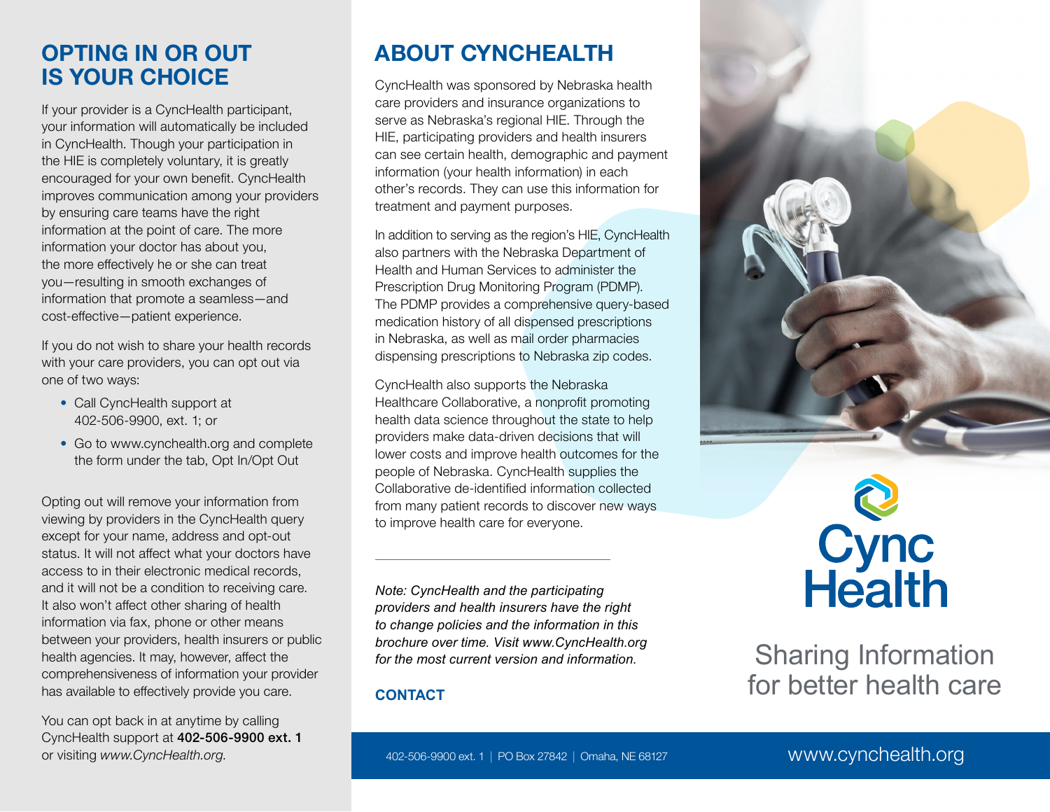## OPTING IN OR OUT IS YOUR CHOICE

If your provider is a CyncHealth participant, your information will automatically be included in CyncHealth. Though your participation in the HIE is completely voluntary, it is greatly encouraged for your own benefit. CyncHealth improves communication among your providers by ensuring care teams have the right information at the point of care. The more information your doctor has about you, the more effectively he or she can treat you—resulting in smooth exchanges of information that promote a seamless—and cost-effective—patient experience.

If you do not wish to share your health records with your care providers, you can opt out via one of two ways:

- Call CyncHealth support at 402-506-9900, ext. 1; or
- Go to www.cynchealth.org and complete the form under the tab, Opt In/Opt Out

Opting out will remove your information from viewing by providers in the CyncHealth query except for your name, address and opt-out status. It will not affect what your doctors have access to in their electronic medical records, and it will not be a condition to receiving care. It also won't affect other sharing of health information via fax, phone or other means between your providers, health insurers or public health agencies. It may, however, affect the comprehensiveness of information your provider has available to effectively provide you care.

You can opt back in at anytime by calling CyncHealth support at **402-506-9900 ext. 1** or visiting *www.CyncHealth.org.*

## ABOUT CYNCHEALTH

CyncHealth was sponsored by Nebraska health care providers and insurance organizations to serve as Nebraska's regional HIE. Through the HIE, participating providers and health insurers can see certain health, demographic and payment information (your health information) in each other's records. They can use this information for treatment and payment purposes.

In addition to serving as the region's HIE, CyncHealth also partners with the Nebraska Department of Health and Human Services to administer the Prescription Drug Monitoring Program (PDMP). The PDMP provides a comprehensive query-based medication history of all dispensed prescriptions in Nebraska, as well as mail order pharmacies dispensing prescriptions to Nebraska zip codes.

CyncHealth also supports the Nebraska Healthcare Collaborative, a nonprofit promoting health data science throughout the state to help providers make data-driven decisions that will lower costs and improve health outcomes for the people of Nebraska. CyncHealth supplies the Collaborative de-identified information collected from many patient records to discover new ways to improve health care for everyone.

---

*Note: CyncHealth and the participating providers and health insurers have the right to change policies and the information in this brochure over time. Visit www.CyncHealth.org for the most current version and information.*

**CONTACT**

402-506-9900 ext. 1 | PO Box 27842 | Omaha, NE 68127

# Cync Health

Sharing Information for better health care

www.cynchealth.org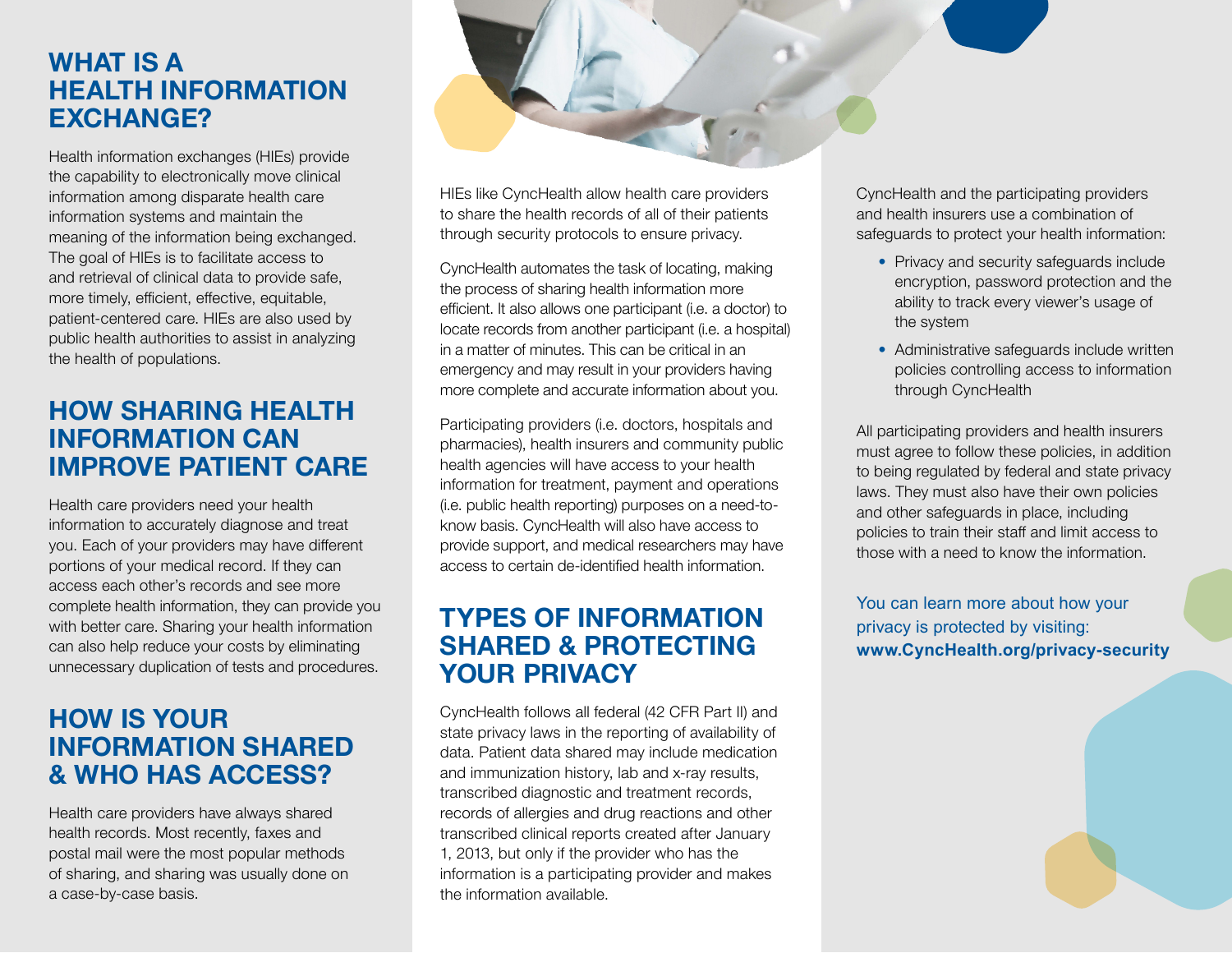## WHAT IS A HEALTH INFORMATION EXCHANGE?

Health information exchanges (HIEs) provide the capability to electronically move clinical information among disparate health care information systems and maintain the meaning of the information being exchanged. The goal of HIEs is to facilitate access to and retrieval of clinical data to provide safe, more timely, efficient, effective, equitable, patient-centered care. HIEs are also used by public health authorities to assist in analyzing the health of populations.

## HOW SHARING HEALTH INFORMATION CAN IMPROVE PATIENT CARE

Health care providers need your health information to accurately diagnose and treat you. Each of your providers may have different portions of your medical record. If they can access each other's records and see more complete health information, they can provide you with better care. Sharing your health information can also help reduce your costs by eliminating unnecessary duplication of tests and procedures.

## HOW IS YOUR INFORMATION SHARED & WHO HAS ACCESS?

Health care providers have always shared health records. Most recently, faxes and postal mail were the most popular methods of sharing, and sharing was usually done on a case-by-case basis.

HIEs like CyncHealth allow health care providers to share the health records of all of their patients through security protocols to ensure privacy.

CyncHealth automates the task of locating, making the process of sharing health information more efficient. It also allows one participant (i.e. a doctor) to locate records from another participant (i.e. a hospital) in a matter of minutes. This can be critical in an emergency and may result in your providers having more complete and accurate information about you.

Participating providers (i.e. doctors, hospitals and pharmacies), health insurers and community public health agencies will have access to your health information for treatment, payment and operations (i.e. public health reporting) purposes on a need-to-know basis. CyncHealth will also have access to provide support, and medical researchers may have access to certain de-identified health information.

## TYPES OF INFORMATION SHARED & PROTECTING YOUR PRIVACY

CyncHealth follows all federal (42 CFR Part II) and state privacy laws in the reporting of availability of data. Patient data shared may include medication and immunization history, lab and x-ray results, transcribed diagnostic and treatment records, records of allergies and drug reactions and other transcribed clinical reports created after January 1, 2013, but only if the provider who has the information is a participating provider and makes the information available.

CyncHealth and the participating providers and health insurers use a combination of safeguards to protect your health information:

- Privacy and security safeguards include encryption, password protection and the ability to track every viewer's usage of the system
- Administrative safeguards include written policies controlling access to information through CyncHealth

All participating providers and health insurers must agree to follow these policies, in addition to being regulated by federal and state privacy laws. They must also have their own policies and other safeguards in place, including policies to train their staff and limit access to those with a need to know the information.

You can learn more about how your privacy is protected by visiting: **www.CyncHealth.org/privacy-security**